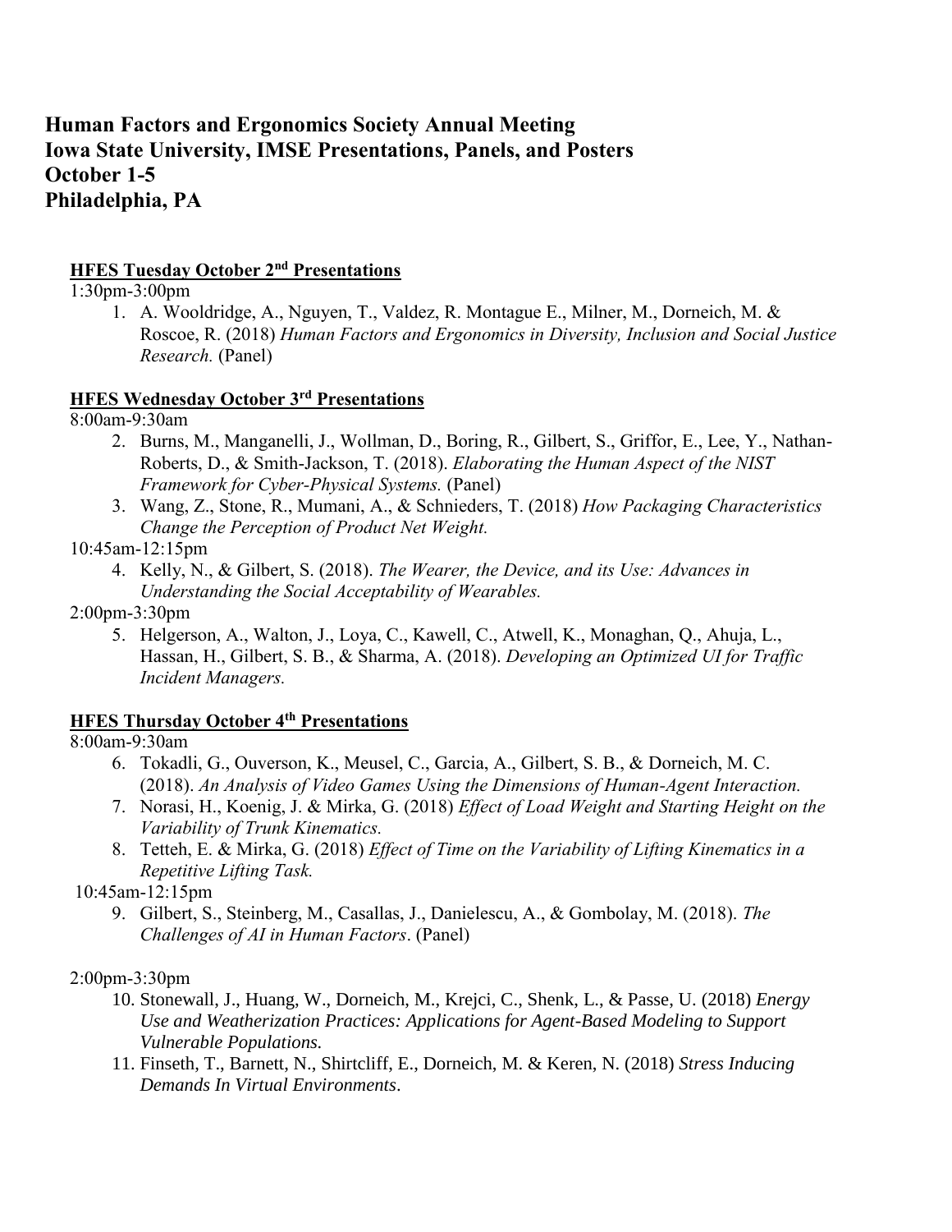# Human Factors and Ergonomics Society Annual Meeting
# Iowa State University, IMSE Presentations, Panels, and Posters
# October 1-5
# Philadelphia, PA

**HFES Tuesday October 2nd Presentations**

1:30pm-3:00pm

1. A. Wooldridge, A., Nguyen, T., Valdez, R. Montague E., Milner, M., Dorneich, M. & Roscoe, R. (2018) *Human Factors and Ergonomics in Diversity, Inclusion and Social Justice Research.* (Panel)

**HFES Wednesday October 3rd Presentations**

8:00am-9:30am

2. Burns, M., Manganelli, J., Wollman, D., Boring, R., Gilbert, S., Griffor, E., Lee, Y., Nathan-Roberts, D., & Smith-Jackson, T. (2018). *Elaborating the Human Aspect of the NIST Framework for Cyber-Physical Systems.* (Panel)
3. Wang, Z., Stone, R., Mumani, A., & Schnieders, T. (2018) *How Packaging Characteristics Change the Perception of Product Net Weight.*

10:45am-12:15pm

4. Kelly, N., & Gilbert, S. (2018). *The Wearer, the Device, and its Use: Advances in Understanding the Social Acceptability of Wearables.*

2:00pm-3:30pm

5. Helgerson, A., Walton, J., Loya, C., Kawell, C., Atwell, K., Monaghan, Q., Ahuja, L., Hassan, H., Gilbert, S. B., & Sharma, A. (2018). *Developing an Optimized UI for Traffic Incident Managers.*

**HFES Thursday October 4th Presentations**

8:00am-9:30am

6. Tokadli, G., Ouverson, K., Meusel, C., Garcia, A., Gilbert, S. B., & Dorneich, M. C. (2018). *An Analysis of Video Games Using the Dimensions of Human-Agent Interaction.*
7. Norasi, H., Koenig, J. & Mirka, G. (2018) *Effect of Load Weight and Starting Height on the Variability of Trunk Kinematics.*
8. Tetteh, E. & Mirka, G. (2018) *Effect of Time on the Variability of Lifting Kinematics in a Repetitive Lifting Task.*

10:45am-12:15pm

9. Gilbert, S., Steinberg, M., Casallas, J., Danielescu, A., & Gombolay, M. (2018). *The Challenges of AI in Human Factors*. (Panel)

2:00pm-3:30pm

10. Stonewall, J., Huang, W., Dorneich, M., Krejci, C., Shenk, L., & Passe, U. (2018) *Energy Use and Weatherization Practices: Applications for Agent-Based Modeling to Support Vulnerable Populations.*
11. Finseth, T., Barnett, N., Shirtcliff, E., Dorneich, M. & Keren, N. (2018) *Stress Inducing Demands In Virtual Environments*.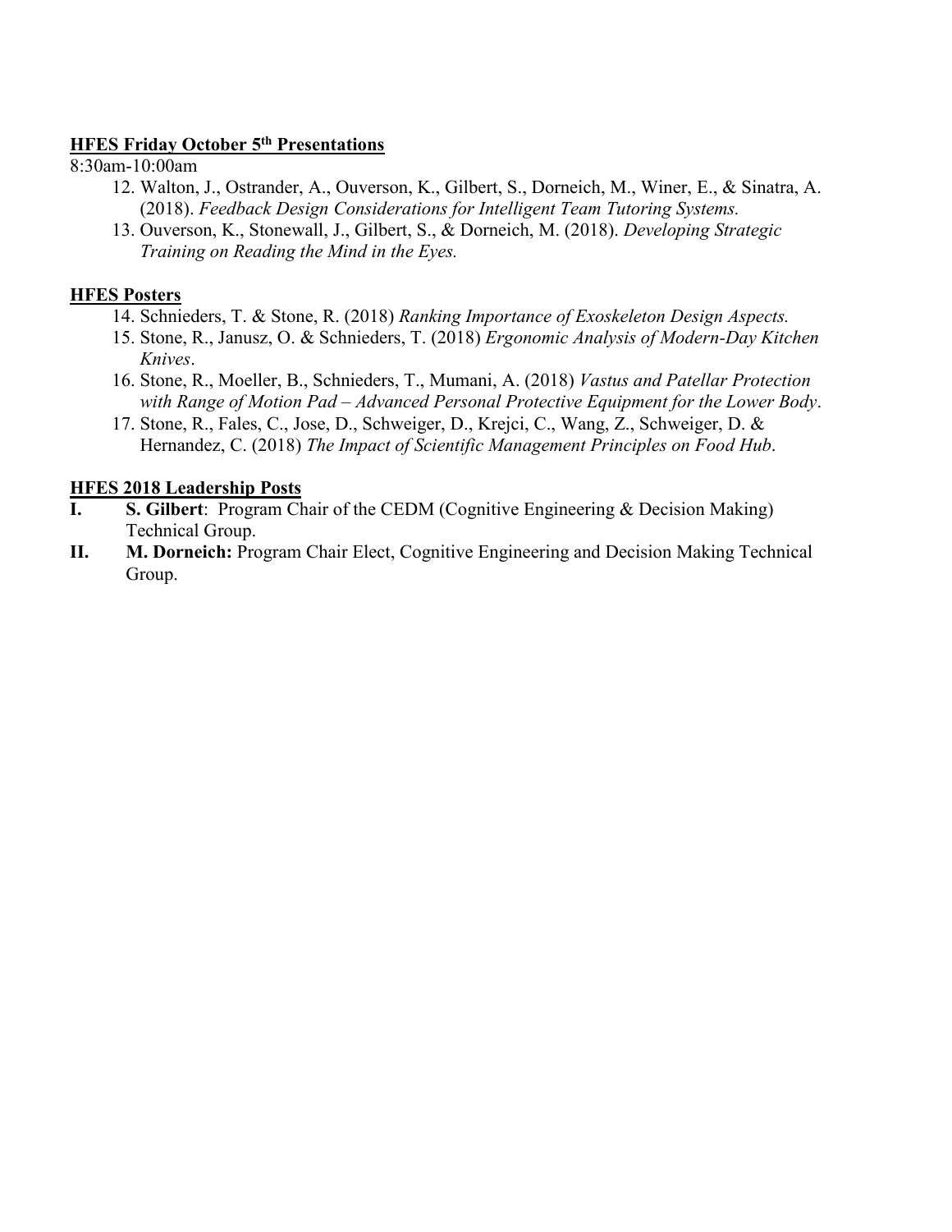**HFES Friday October 5th Presentations**

8:30am-10:00am

12. Walton, J., Ostrander, A., Ouverson, K., Gilbert, S., Dorneich, M., Winer, E., & Sinatra, A. (2018). *Feedback Design Considerations for Intelligent Team Tutoring Systems.*
13. Ouverson, K., Stonewall, J., Gilbert, S., & Dorneich, M. (2018). *Developing Strategic Training on Reading the Mind in the Eyes.*

**HFES Posters**

14. Schnieders, T. & Stone, R. (2018) *Ranking Importance of Exoskeleton Design Aspects.*
15. Stone, R., Janusz, O. & Schnieders, T. (2018) *Ergonomic Analysis of Modern-Day Kitchen Knives*.
16. Stone, R., Moeller, B., Schnieders, T., Mumani, A. (2018) *Vastus and Patellar Protection with Range of Motion Pad – Advanced Personal Protective Equipment for the Lower Body*.
17. Stone, R., Fales, C., Jose, D., Schweiger, D., Krejci, C., Wang, Z., Schweiger, D. & Hernandez, C. (2018) *The Impact of Scientific Management Principles on Food Hub*.

**HFES 2018 Leadership Posts**

I. **S. Gilbert**: Program Chair of the CEDM (Cognitive Engineering & Decision Making) Technical Group.

II. **M. Dorneich:** Program Chair Elect, Cognitive Engineering and Decision Making Technical Group.